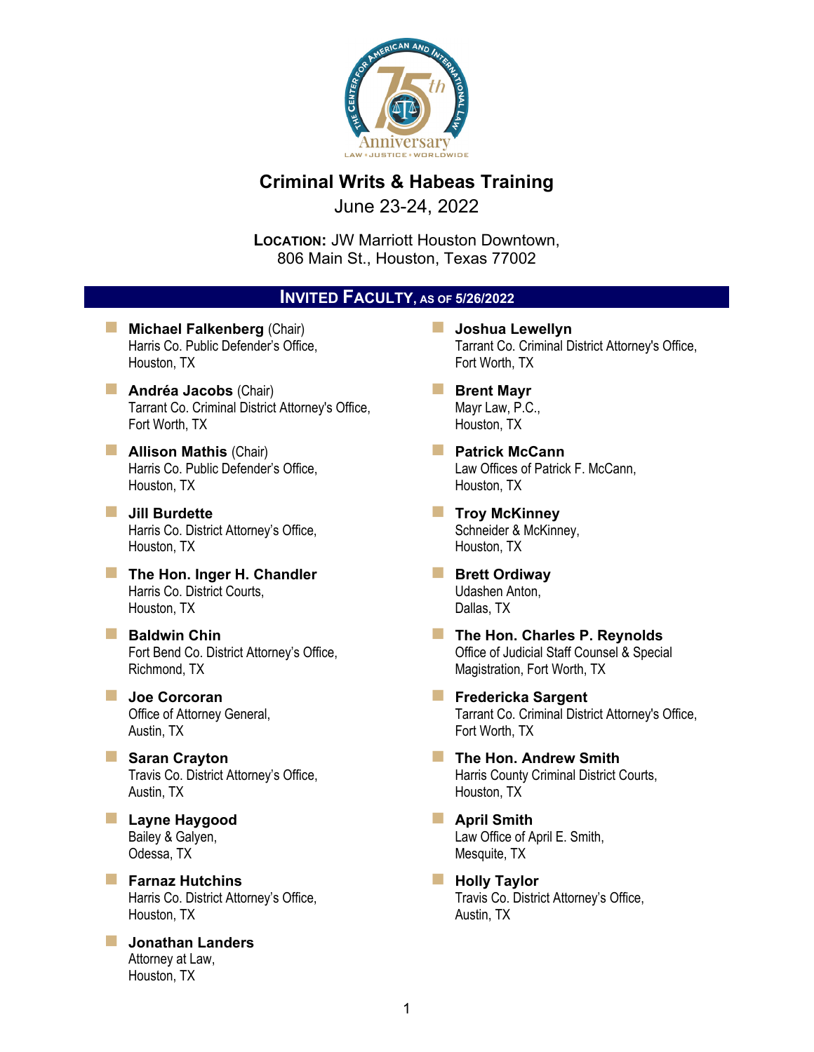# Criminal Writs & Habeas Training

June 23-24, 2022

**LOCATION:** JW Marriott Houston Downtown, 806 Main St., Houston, Texas 77002

## INVITED FACULTY, AS OF 5/26/2022

- **Michael Falkenberg** (Chair)
  Harris Co. Public Defender's Office,
  Houston, TX

- **Andréa Jacobs** (Chair)
  Tarrant Co. Criminal District Attorney's Office,
  Fort Worth, TX

- **Allison Mathis** (Chair)
  Harris Co. Public Defender's Office,
  Houston, TX

- **Jill Burdette**
  Harris Co. District Attorney's Office,
  Houston, TX

- **The Hon. Inger H. Chandler**
  Harris Co. District Courts,
  Houston, TX

- **Baldwin Chin**
  Fort Bend Co. District Attorney's Office,
  Richmond, TX

- **Joe Corcoran**
  Office of Attorney General,
  Austin, TX

- **Saran Crayton**
  Travis Co. District Attorney's Office,
  Austin, TX

- **Layne Haygood**
  Bailey & Galyen,
  Odessa, TX

- **Farnaz Hutchins**
  Harris Co. District Attorney's Office,
  Houston, TX

- **Jonathan Landers**
  Attorney at Law,
  Houston, TX

- **Joshua Lewellyn**
  Tarrant Co. Criminal District Attorney's Office,
  Fort Worth, TX

- **Brent Mayr**
  Mayr Law, P.C.,
  Houston, TX

- **Patrick McCann**
  Law Offices of Patrick F. McCann,
  Houston, TX

- **Troy McKinney**
  Schneider & McKinney,
  Houston, TX

- **Brett Ordiway**
  Udashen Anton,
  Dallas, TX

- **The Hon. Charles P. Reynolds**
  Office of Judicial Staff Counsel & Special Magistration, Fort Worth, TX

- **Fredericka Sargent**
  Tarrant Co. Criminal District Attorney's Office,
  Fort Worth, TX

- **The Hon. Andrew Smith**
  Harris County Criminal District Courts,
  Houston, TX

- **April Smith**
  Law Office of April E. Smith,
  Mesquite, TX

- **Holly Taylor**
  Travis Co. District Attorney's Office,
  Austin, TX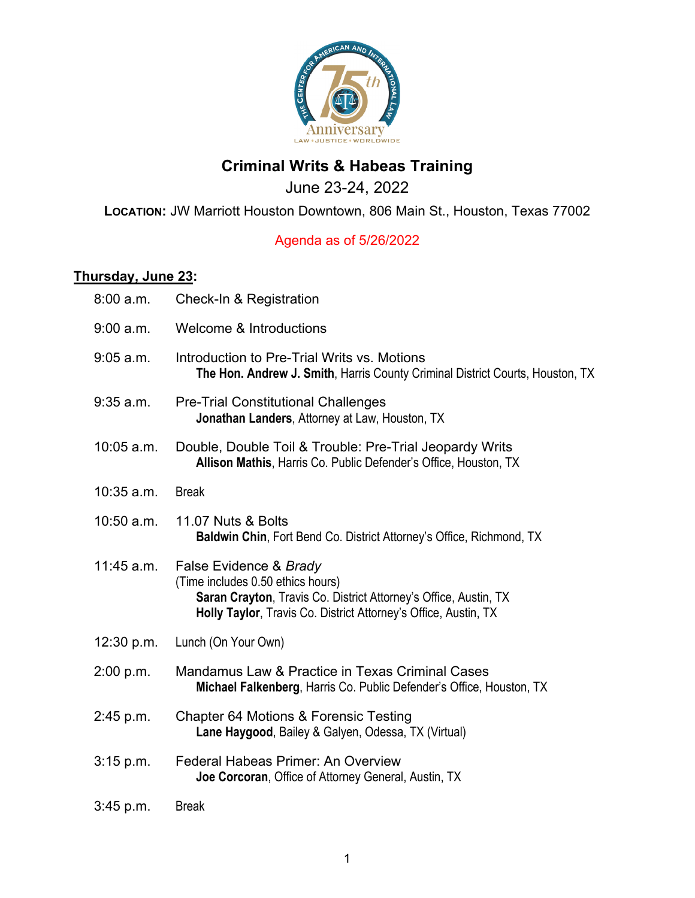# Criminal Writs & Habeas Training

June 23-24, 2022

**LOCATION:** JW Marriott Houston Downtown, 806 Main St., Houston, Texas 77002

Agenda as of 5/26/2022

## Thursday, June 23:

| | |
|---|---|
| 8:00 a.m. | Check-In & Registration |
| 9:00 a.m. | Welcome & Introductions |
| 9:05 a.m. | Introduction to Pre-Trial Writs vs. Motions<br>**The Hon. Andrew J. Smith**, Harris County Criminal District Courts, Houston, TX |
| 9:35 a.m. | Pre-Trial Constitutional Challenges<br>**Jonathan Landers**, Attorney at Law, Houston, TX |
| 10:05 a.m. | Double, Double Toil & Trouble: Pre-Trial Jeopardy Writs<br>**Allison Mathis**, Harris Co. Public Defender's Office, Houston, TX |
| 10:35 a.m. | Break |
| 10:50 a.m. | 11.07 Nuts & Bolts<br>**Baldwin Chin**, Fort Bend Co. District Attorney's Office, Richmond, TX |
| 11:45 a.m. | False Evidence & *Brady*<br>(Time includes 0.50 ethics hours)<br>**Saran Crayton**, Travis Co. District Attorney's Office, Austin, TX<br>**Holly Taylor**, Travis Co. District Attorney's Office, Austin, TX |
| 12:30 p.m. | Lunch (On Your Own) |
| 2:00 p.m. | Mandamus Law & Practice in Texas Criminal Cases<br>**Michael Falkenberg**, Harris Co. Public Defender's Office, Houston, TX |
| 2:45 p.m. | Chapter 64 Motions & Forensic Testing<br>**Lane Haygood**, Bailey & Galyen, Odessa, TX (Virtual) |
| 3:15 p.m. | Federal Habeas Primer: An Overview<br>**Joe Corcoran**, Office of Attorney General, Austin, TX |
| 3:45 p.m. | Break |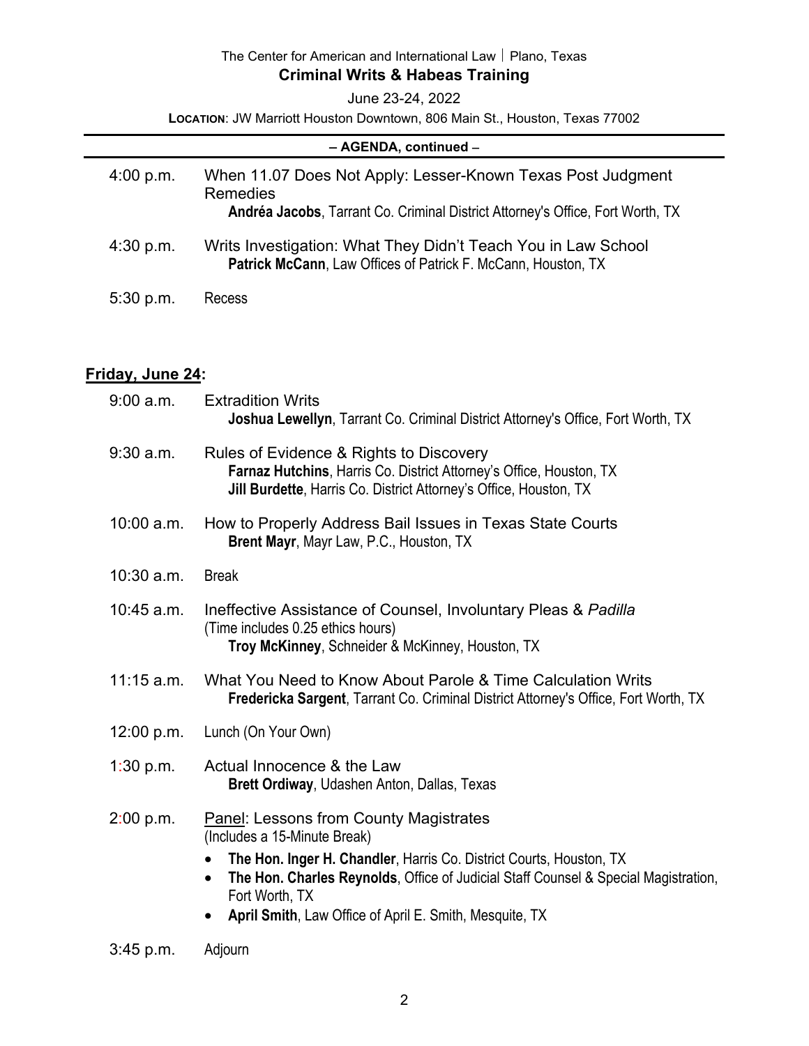The Center for American and International Law | Plano, Texas

**Criminal Writs & Habeas Training**

June 23-24, 2022

**LOCATION**: JW Marriott Houston Downtown, 806 Main St., Houston, Texas 77002

– **AGENDA, continued** –

| | |
|---|---|
| 4:00 p.m. | When 11.07 Does Not Apply: Lesser-Known Texas Post Judgment Remedies<br>**Andréa Jacobs**, Tarrant Co. Criminal District Attorney's Office, Fort Worth, TX |
| 4:30 p.m. | Writs Investigation: What They Didn't Teach You in Law School<br>**Patrick McCann**, Law Offices of Patrick F. McCann, Houston, TX |
| 5:30 p.m. | Recess |

## Friday, June 24:

| | |
|---|---|
| 9:00 a.m. | Extradition Writs<br>**Joshua Lewellyn**, Tarrant Co. Criminal District Attorney's Office, Fort Worth, TX |
| 9:30 a.m. | Rules of Evidence & Rights to Discovery<br>**Farnaz Hutchins**, Harris Co. District Attorney's Office, Houston, TX<br>**Jill Burdette**, Harris Co. District Attorney's Office, Houston, TX |
| 10:00 a.m. | How to Properly Address Bail Issues in Texas State Courts<br>**Brent Mayr**, Mayr Law, P.C., Houston, TX |
| 10:30 a.m. | Break |
| 10:45 a.m. | Ineffective Assistance of Counsel, Involuntary Pleas & *Padilla*<br>(Time includes 0.25 ethics hours)<br>**Troy McKinney**, Schneider & McKinney, Houston, TX |
| 11:15 a.m. | What You Need to Know About Parole & Time Calculation Writs<br>**Fredericka Sargent**, Tarrant Co. Criminal District Attorney's Office, Fort Worth, TX |
| 12:00 p.m. | Lunch (On Your Own) |
| 1:30 p.m. | Actual Innocence & the Law<br>**Brett Ordiway**, Udashen Anton, Dallas, Texas |
| 2:00 p.m. | Panel: Lessons from County Magistrates<br>(Includes a 15-Minute Break)<br>• **The Hon. Inger H. Chandler**, Harris Co. District Courts, Houston, TX<br>• **The Hon. Charles Reynolds**, Office of Judicial Staff Counsel & Special Magistration, Fort Worth, TX<br>• **April Smith**, Law Office of April E. Smith, Mesquite, TX |
| 3:45 p.m. | Adjourn |